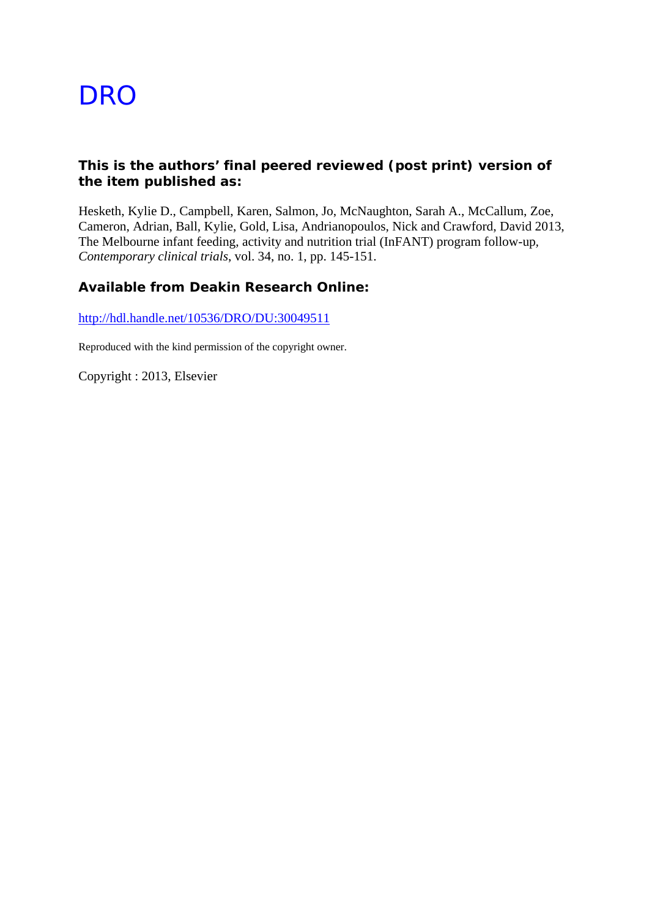# DRO

**This is the authors' final peered reviewed (post print) version of the item published as:**

Hesketh, Kylie D., Campbell, Karen, Salmon, Jo, McNaughton, Sarah A., McCallum, Zoe, Cameron, Adrian, Ball, Kylie, Gold, Lisa, Andrianopoulos, Nick and Crawford, David 2013, The Melbourne infant feeding, activity and nutrition trial (InFANT) program follow-up, *Contemporary clinical trials*, vol. 34, no. 1, pp. 145-151.

**Available from Deakin Research Online:**

http://hdl.handle.net/10536/DRO/DU:30049511

Reproduced with the kind permission of the copyright owner.

Copyright : 2013, Elsevier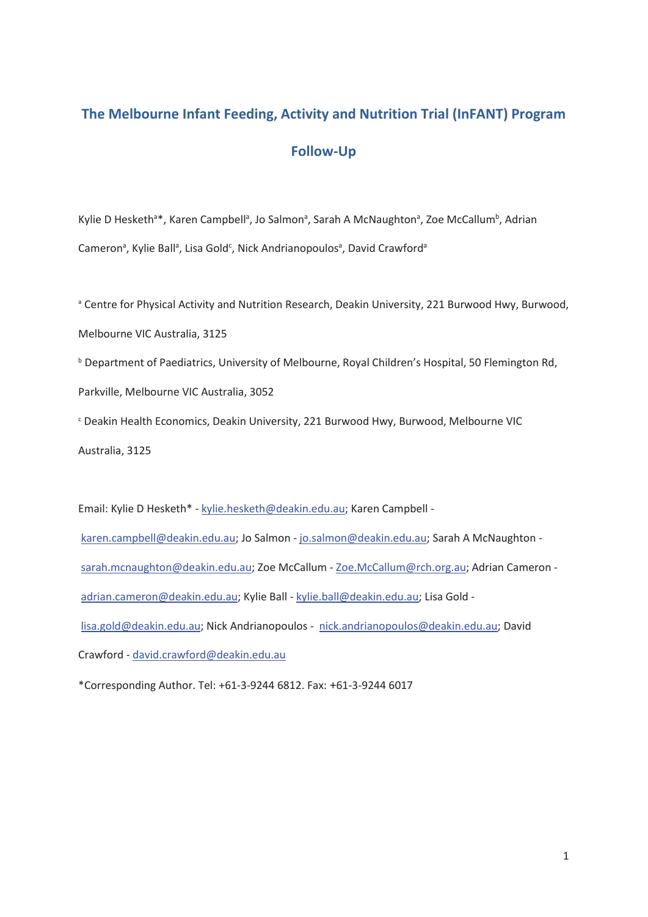# The Melbourne Infant Feeding, Activity and Nutrition Trial (InFANT) Program Follow-Up

Kylie D Hesketh[a]*, Karen Campbell[a], Jo Salmon[a], Sarah A McNaughton[a], Zoe McCallum[b], Adrian Cameron[a], Kylie Ball[a], Lisa Gold[c], Nick Andrianopoulos[a], David Crawford[a]

[a] Centre for Physical Activity and Nutrition Research, Deakin University, 221 Burwood Hwy, Burwood, Melbourne VIC Australia, 3125

[b] Department of Paediatrics, University of Melbourne, Royal Children's Hospital, 50 Flemington Rd, Parkville, Melbourne VIC Australia, 3052

[c] Deakin Health Economics, Deakin University, 221 Burwood Hwy, Burwood, Melbourne VIC Australia, 3125

Email: Kylie D Hesketh* - kylie.hesketh@deakin.edu.au; Karen Campbell - karen.campbell@deakin.edu.au; Jo Salmon - jo.salmon@deakin.edu.au; Sarah A McNaughton - sarah.mcnaughton@deakin.edu.au; Zoe McCallum - Zoe.McCallum@rch.org.au; Adrian Cameron - adrian.cameron@deakin.edu.au; Kylie Ball - kylie.ball@deakin.edu.au; Lisa Gold - lisa.gold@deakin.edu.au; Nick Andrianopoulos - nick.andrianopoulos@deakin.edu.au; David Crawford - david.crawford@deakin.edu.au

*Corresponding Author. Tel: +61-3-9244 6812. Fax: +61-3-9244 6017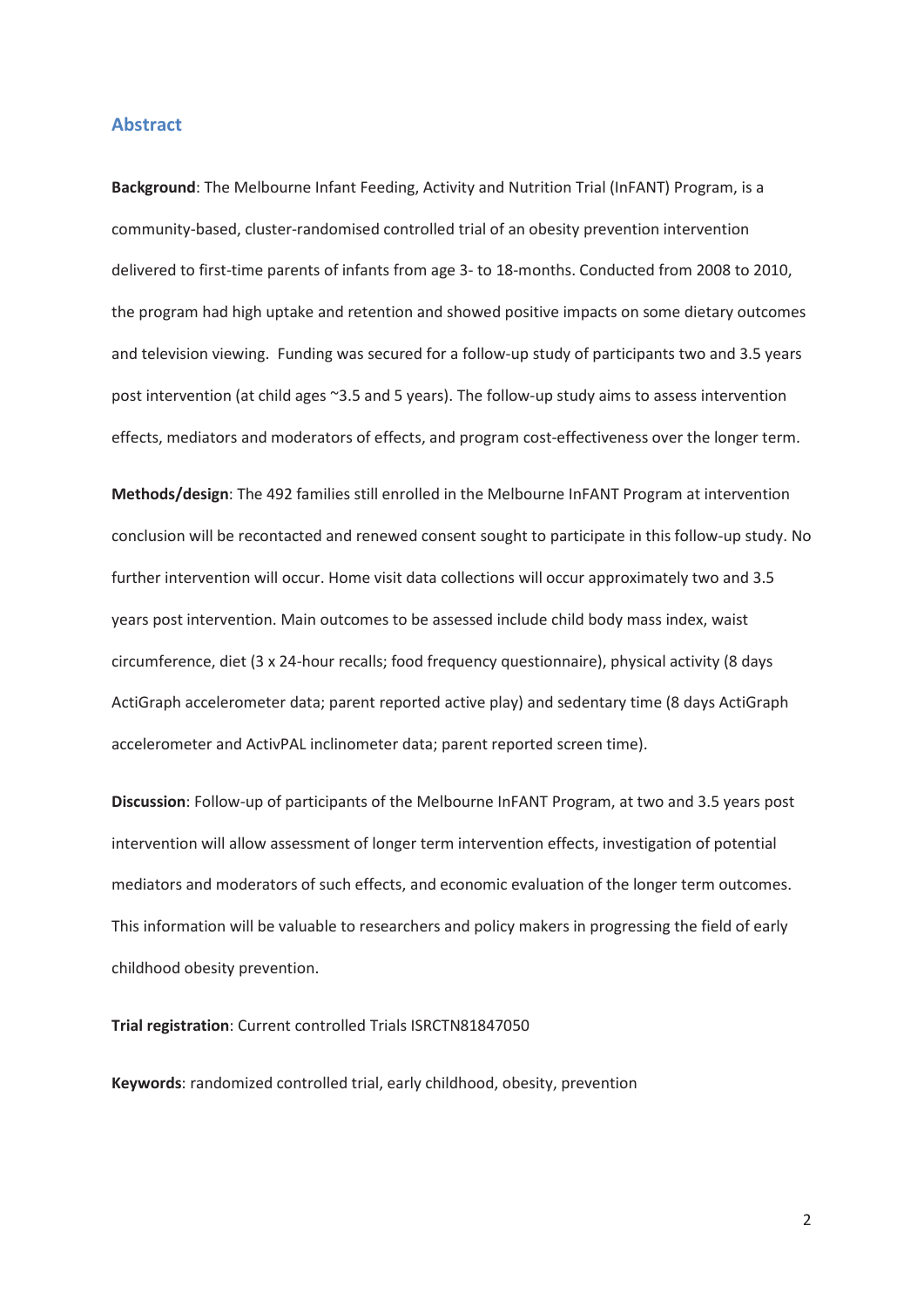## Abstract

**Background**: The Melbourne Infant Feeding, Activity and Nutrition Trial (InFANT) Program, is a community-based, cluster-randomised controlled trial of an obesity prevention intervention delivered to first-time parents of infants from age 3- to 18-months. Conducted from 2008 to 2010, the program had high uptake and retention and showed positive impacts on some dietary outcomes and television viewing. Funding was secured for a follow-up study of participants two and 3.5 years post intervention (at child ages ~3.5 and 5 years). The follow-up study aims to assess intervention effects, mediators and moderators of effects, and program cost-effectiveness over the longer term.

**Methods/design**: The 492 families still enrolled in the Melbourne InFANT Program at intervention conclusion will be recontacted and renewed consent sought to participate in this follow-up study. No further intervention will occur. Home visit data collections will occur approximately two and 3.5 years post intervention. Main outcomes to be assessed include child body mass index, waist circumference, diet (3 x 24-hour recalls; food frequency questionnaire), physical activity (8 days ActiGraph accelerometer data; parent reported active play) and sedentary time (8 days ActiGraph accelerometer and ActivPAL inclinometer data; parent reported screen time).

**Discussion**: Follow-up of participants of the Melbourne InFANT Program, at two and 3.5 years post intervention will allow assessment of longer term intervention effects, investigation of potential mediators and moderators of such effects, and economic evaluation of the longer term outcomes. This information will be valuable to researchers and policy makers in progressing the field of early childhood obesity prevention.

**Trial registration**: Current controlled Trials ISRCTN81847050

**Keywords**: randomized controlled trial, early childhood, obesity, prevention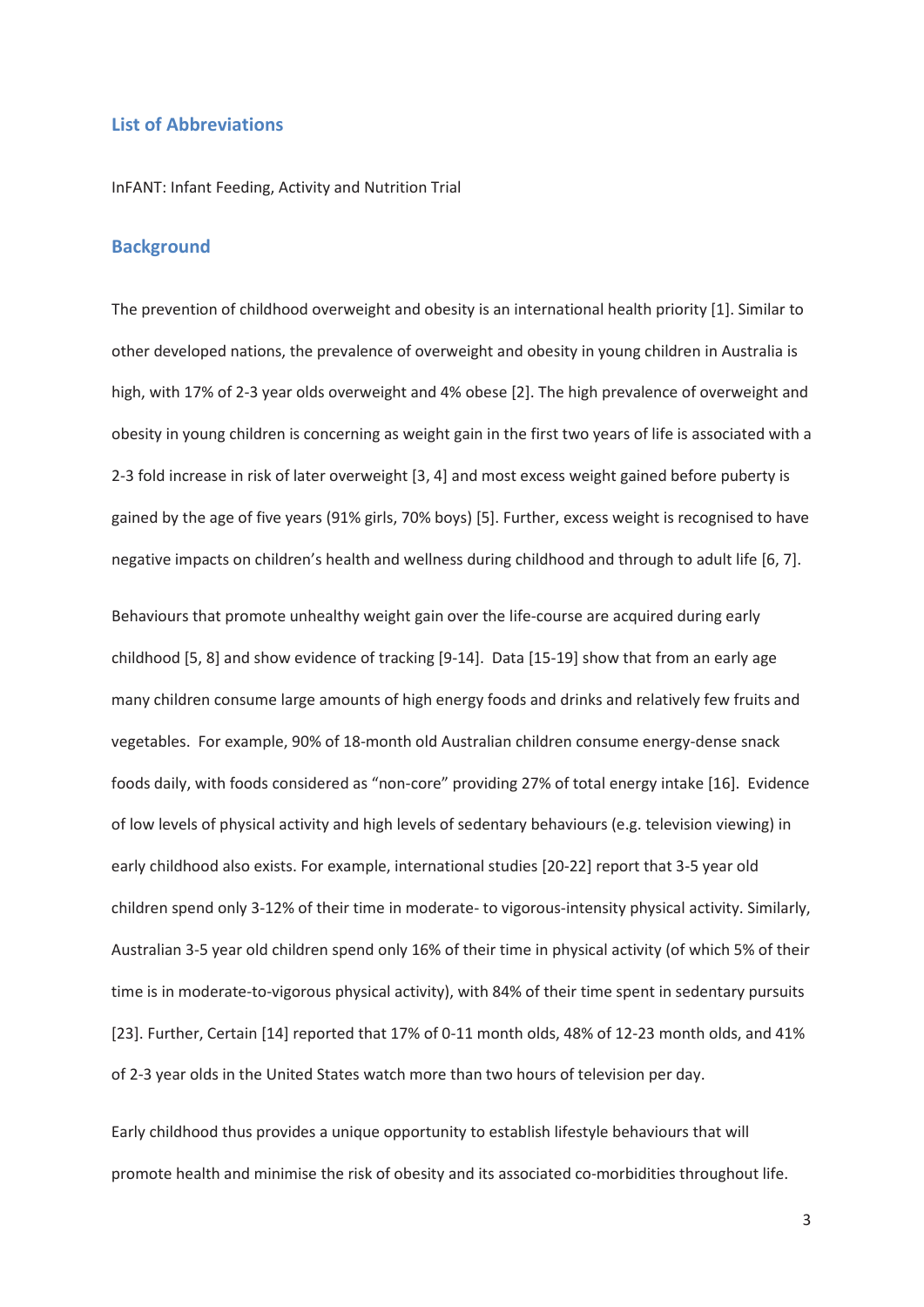## List of Abbreviations

InFANT: Infant Feeding, Activity and Nutrition Trial

## Background

The prevention of childhood overweight and obesity is an international health priority [1]. Similar to other developed nations, the prevalence of overweight and obesity in young children in Australia is high, with 17% of 2-3 year olds overweight and 4% obese [2]. The high prevalence of overweight and obesity in young children is concerning as weight gain in the first two years of life is associated with a 2-3 fold increase in risk of later overweight [3, 4] and most excess weight gained before puberty is gained by the age of five years (91% girls, 70% boys) [5]. Further, excess weight is recognised to have negative impacts on children's health and wellness during childhood and through to adult life [6, 7].

Behaviours that promote unhealthy weight gain over the life-course are acquired during early childhood [5, 8] and show evidence of tracking [9-14]. Data [15-19] show that from an early age many children consume large amounts of high energy foods and drinks and relatively few fruits and vegetables. For example, 90% of 18-month old Australian children consume energy-dense snack foods daily, with foods considered as "non-core" providing 27% of total energy intake [16]. Evidence of low levels of physical activity and high levels of sedentary behaviours (e.g. television viewing) in early childhood also exists. For example, international studies [20-22] report that 3-5 year old children spend only 3-12% of their time in moderate- to vigorous-intensity physical activity. Similarly, Australian 3-5 year old children spend only 16% of their time in physical activity (of which 5% of their time is in moderate-to-vigorous physical activity), with 84% of their time spent in sedentary pursuits [23]. Further, Certain [14] reported that 17% of 0-11 month olds, 48% of 12-23 month olds, and 41% of 2-3 year olds in the United States watch more than two hours of television per day.

Early childhood thus provides a unique opportunity to establish lifestyle behaviours that will promote health and minimise the risk of obesity and its associated co-morbidities throughout life.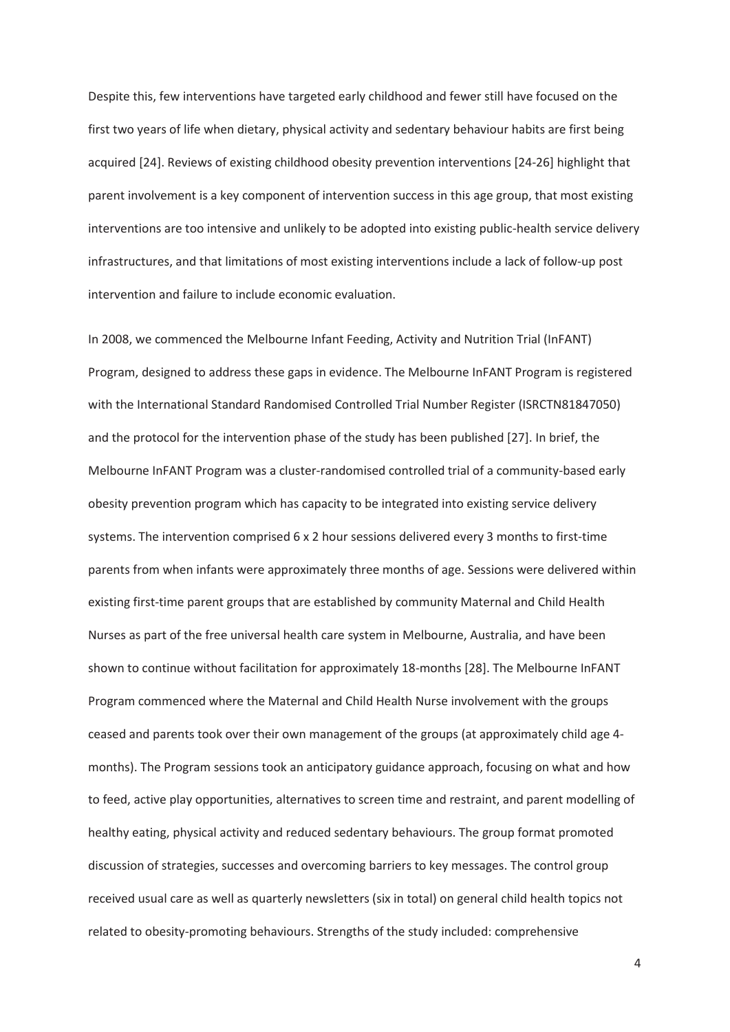Despite this, few interventions have targeted early childhood and fewer still have focused on the first two years of life when dietary, physical activity and sedentary behaviour habits are first being acquired [24]. Reviews of existing childhood obesity prevention interventions [24-26] highlight that parent involvement is a key component of intervention success in this age group, that most existing interventions are too intensive and unlikely to be adopted into existing public-health service delivery infrastructures, and that limitations of most existing interventions include a lack of follow-up post intervention and failure to include economic evaluation.

In 2008, we commenced the Melbourne Infant Feeding, Activity and Nutrition Trial (InFANT) Program, designed to address these gaps in evidence. The Melbourne InFANT Program is registered with the International Standard Randomised Controlled Trial Number Register (ISRCTN81847050) and the protocol for the intervention phase of the study has been published [27]. In brief, the Melbourne InFANT Program was a cluster-randomised controlled trial of a community-based early obesity prevention program which has capacity to be integrated into existing service delivery systems. The intervention comprised 6 x 2 hour sessions delivered every 3 months to first-time parents from when infants were approximately three months of age. Sessions were delivered within existing first-time parent groups that are established by community Maternal and Child Health Nurses as part of the free universal health care system in Melbourne, Australia, and have been shown to continue without facilitation for approximately 18-months [28]. The Melbourne InFANT Program commenced where the Maternal and Child Health Nurse involvement with the groups ceased and parents took over their own management of the groups (at approximately child age 4-months). The Program sessions took an anticipatory guidance approach, focusing on what and how to feed, active play opportunities, alternatives to screen time and restraint, and parent modelling of healthy eating, physical activity and reduced sedentary behaviours. The group format promoted discussion of strategies, successes and overcoming barriers to key messages. The control group received usual care as well as quarterly newsletters (six in total) on general child health topics not related to obesity-promoting behaviours. Strengths of the study included: comprehensive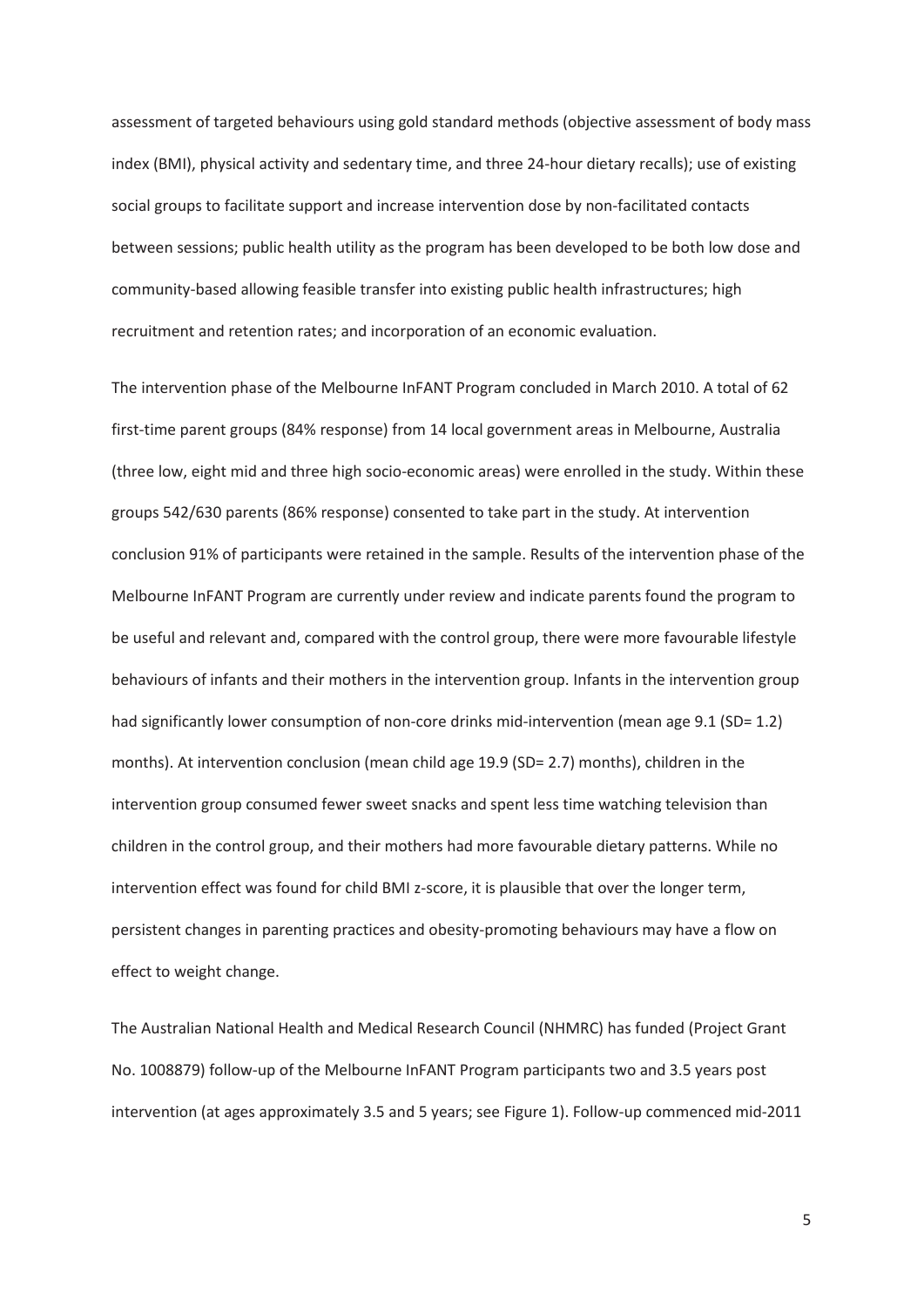assessment of targeted behaviours using gold standard methods (objective assessment of body mass index (BMI), physical activity and sedentary time, and three 24-hour dietary recalls); use of existing social groups to facilitate support and increase intervention dose by non-facilitated contacts between sessions; public health utility as the program has been developed to be both low dose and community-based allowing feasible transfer into existing public health infrastructures; high recruitment and retention rates; and incorporation of an economic evaluation.

The intervention phase of the Melbourne InFANT Program concluded in March 2010. A total of 62 first-time parent groups (84% response) from 14 local government areas in Melbourne, Australia (three low, eight mid and three high socio-economic areas) were enrolled in the study. Within these groups 542/630 parents (86% response) consented to take part in the study. At intervention conclusion 91% of participants were retained in the sample. Results of the intervention phase of the Melbourne InFANT Program are currently under review and indicate parents found the program to be useful and relevant and, compared with the control group, there were more favourable lifestyle behaviours of infants and their mothers in the intervention group. Infants in the intervention group had significantly lower consumption of non-core drinks mid-intervention (mean age 9.1 (SD= 1.2) months). At intervention conclusion (mean child age 19.9 (SD= 2.7) months), children in the intervention group consumed fewer sweet snacks and spent less time watching television than children in the control group, and their mothers had more favourable dietary patterns. While no intervention effect was found for child BMI z-score, it is plausible that over the longer term, persistent changes in parenting practices and obesity-promoting behaviours may have a flow on effect to weight change.

The Australian National Health and Medical Research Council (NHMRC) has funded (Project Grant No. 1008879) follow-up of the Melbourne InFANT Program participants two and 3.5 years post intervention (at ages approximately 3.5 and 5 years; see Figure 1). Follow-up commenced mid-2011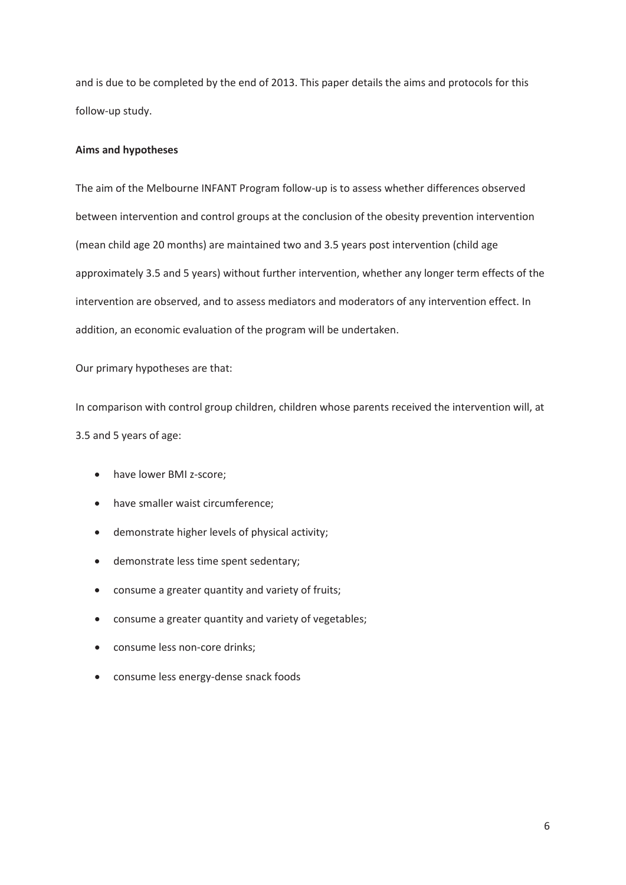and is due to be completed by the end of 2013. This paper details the aims and protocols for this follow-up study.

**Aims and hypotheses**

The aim of the Melbourne INFANT Program follow-up is to assess whether differences observed between intervention and control groups at the conclusion of the obesity prevention intervention (mean child age 20 months) are maintained two and 3.5 years post intervention (child age approximately 3.5 and 5 years) without further intervention, whether any longer term effects of the intervention are observed, and to assess mediators and moderators of any intervention effect. In addition, an economic evaluation of the program will be undertaken.

Our primary hypotheses are that:

In comparison with control group children, children whose parents received the intervention will, at 3.5 and 5 years of age:

- have lower BMI z-score;
- have smaller waist circumference;
- demonstrate higher levels of physical activity;
- demonstrate less time spent sedentary;
- consume a greater quantity and variety of fruits;
- consume a greater quantity and variety of vegetables;
- consume less non-core drinks;
- consume less energy-dense snack foods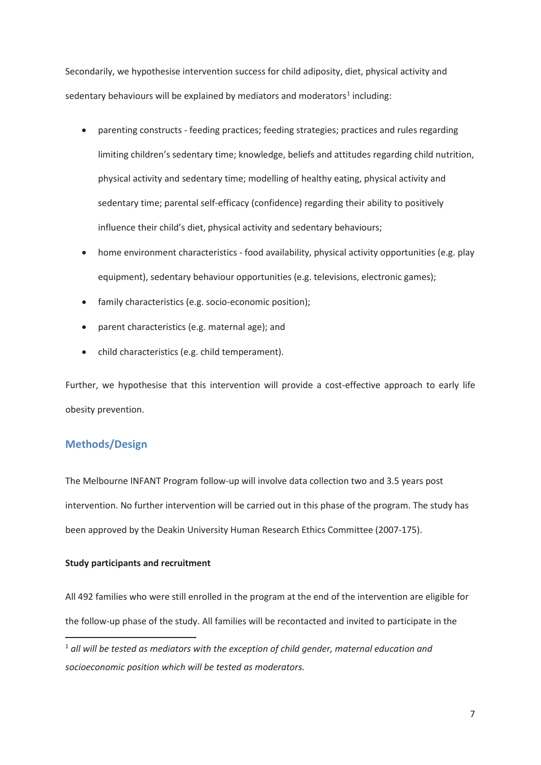Secondarily, we hypothesise intervention success for child adiposity, diet, physical activity and sedentary behaviours will be explained by mediators and moderators[1] including:

- parenting constructs - feeding practices; feeding strategies; practices and rules regarding limiting children's sedentary time; knowledge, beliefs and attitudes regarding child nutrition, physical activity and sedentary time; modelling of healthy eating, physical activity and sedentary time; parental self-efficacy (confidence) regarding their ability to positively influence their child's diet, physical activity and sedentary behaviours;
- home environment characteristics - food availability, physical activity opportunities (e.g. play equipment), sedentary behaviour opportunities (e.g. televisions, electronic games);
- family characteristics (e.g. socio-economic position);
- parent characteristics (e.g. maternal age); and
- child characteristics (e.g. child temperament).

Further, we hypothesise that this intervention will provide a cost-effective approach to early life obesity prevention.

## Methods/Design

The Melbourne INFANT Program follow-up will involve data collection two and 3.5 years post intervention. No further intervention will be carried out in this phase of the program. The study has been approved by the Deakin University Human Research Ethics Committee (2007-175).

**Study participants and recruitment**

All 492 families who were still enrolled in the program at the end of the intervention are eligible for the follow-up phase of the study. All families will be recontacted and invited to participate in the

[1] *all will be tested as mediators with the exception of child gender, maternal education and socioeconomic position which will be tested as moderators.*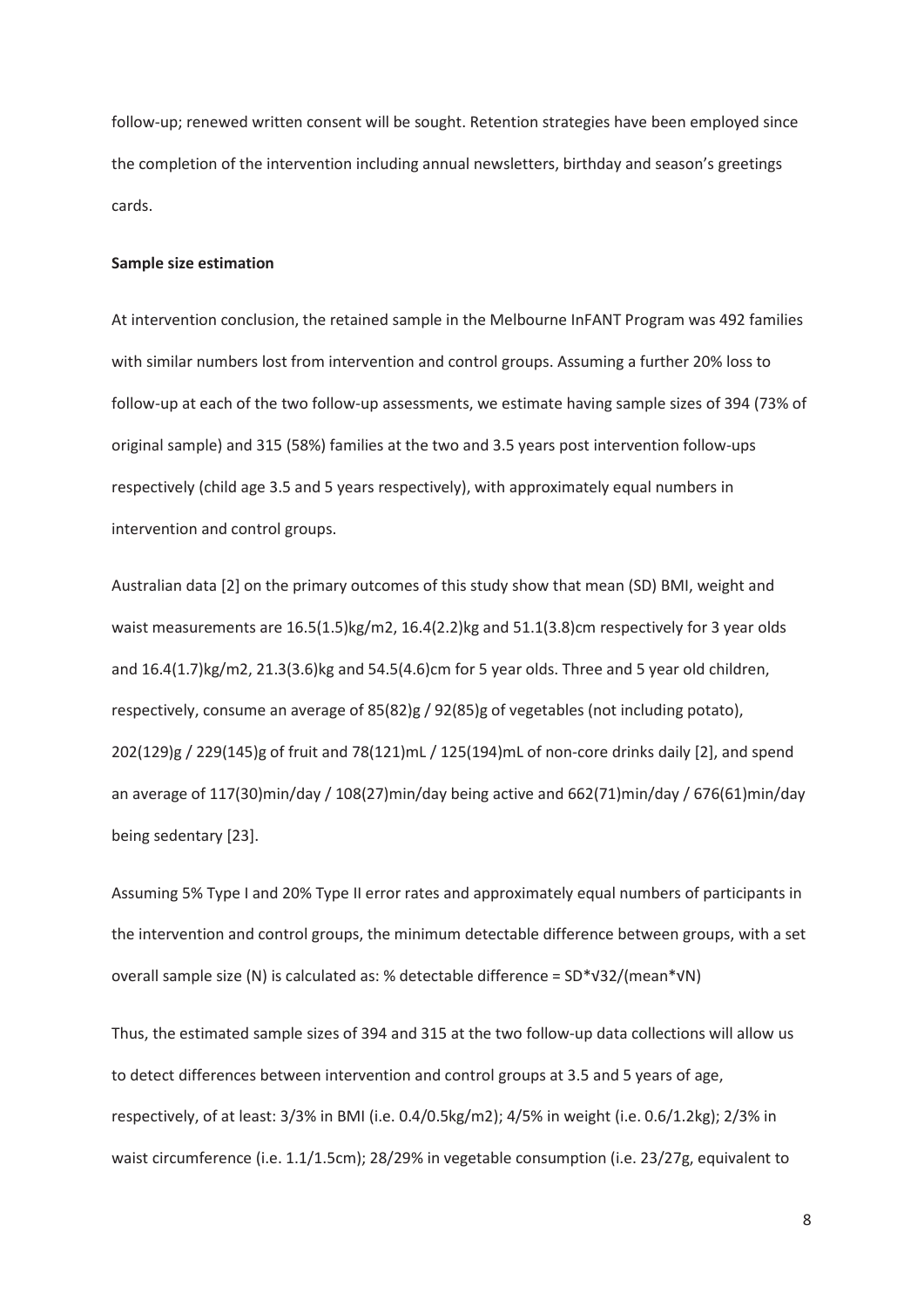follow-up; renewed written consent will be sought. Retention strategies have been employed since the completion of the intervention including annual newsletters, birthday and season's greetings cards.

**Sample size estimation**

At intervention conclusion, the retained sample in the Melbourne InFANT Program was 492 families with similar numbers lost from intervention and control groups. Assuming a further 20% loss to follow-up at each of the two follow-up assessments, we estimate having sample sizes of 394 (73% of original sample) and 315 (58%) families at the two and 3.5 years post intervention follow-ups respectively (child age 3.5 and 5 years respectively), with approximately equal numbers in intervention and control groups.

Australian data [2] on the primary outcomes of this study show that mean (SD) BMI, weight and waist measurements are 16.5(1.5)kg/m2, 16.4(2.2)kg and 51.1(3.8)cm respectively for 3 year olds and 16.4(1.7)kg/m2, 21.3(3.6)kg and 54.5(4.6)cm for 5 year olds. Three and 5 year old children, respectively, consume an average of 85(82)g / 92(85)g of vegetables (not including potato), 202(129)g / 229(145)g of fruit and 78(121)mL / 125(194)mL of non-core drinks daily [2], and spend an average of 117(30)min/day / 108(27)min/day being active and 662(71)min/day / 676(61)min/day being sedentary [23].

Assuming 5% Type I and 20% Type II error rates and approximately equal numbers of participants in the intervention and control groups, the minimum detectable difference between groups, with a set overall sample size (N) is calculated as: % detectable difference = $SD*\sqrt{32}/(mean*\sqrt{N})$

Thus, the estimated sample sizes of 394 and 315 at the two follow-up data collections will allow us to detect differences between intervention and control groups at 3.5 and 5 years of age, respectively, of at least: 3/3% in BMI (i.e. 0.4/0.5kg/m2); 4/5% in weight (i.e. 0.6/1.2kg); 2/3% in waist circumference (i.e. 1.1/1.5cm); 28/29% in vegetable consumption (i.e. 23/27g, equivalent to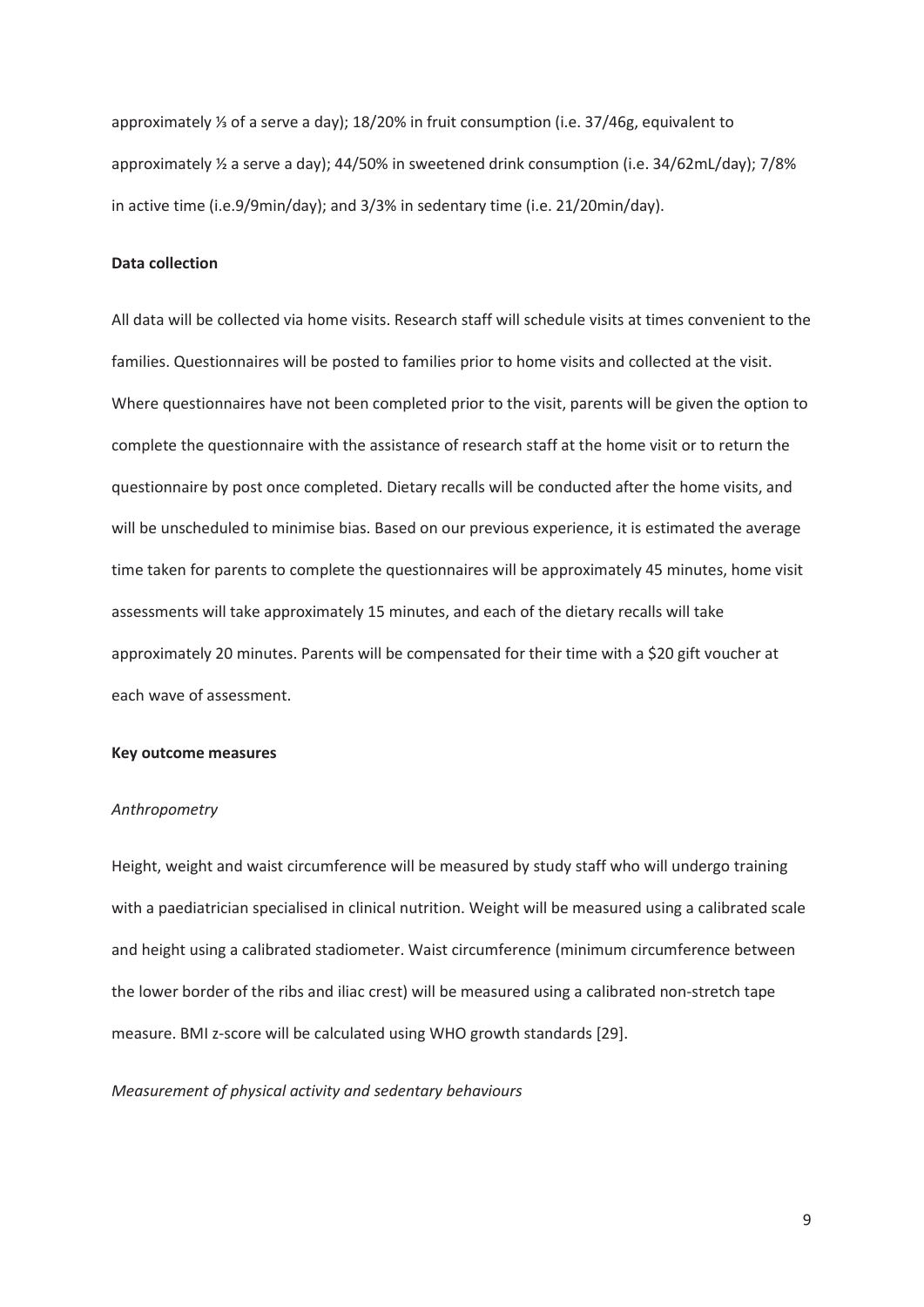approximately ⅓ of a serve a day); 18/20% in fruit consumption (i.e. 37/46g, equivalent to approximately ½ a serve a day); 44/50% in sweetened drink consumption (i.e. 34/62mL/day); 7/8% in active time (i.e.9/9min/day); and 3/3% in sedentary time (i.e. 21/20min/day).

**Data collection**

All data will be collected via home visits. Research staff will schedule visits at times convenient to the families. Questionnaires will be posted to families prior to home visits and collected at the visit. Where questionnaires have not been completed prior to the visit, parents will be given the option to complete the questionnaire with the assistance of research staff at the home visit or to return the questionnaire by post once completed. Dietary recalls will be conducted after the home visits, and will be unscheduled to minimise bias. Based on our previous experience, it is estimated the average time taken for parents to complete the questionnaires will be approximately 45 minutes, home visit assessments will take approximately 15 minutes, and each of the dietary recalls will take approximately 20 minutes. Parents will be compensated for their time with a $20 gift voucher at each wave of assessment.

**Key outcome measures**

*Anthropometry*

Height, weight and waist circumference will be measured by study staff who will undergo training with a paediatrician specialised in clinical nutrition. Weight will be measured using a calibrated scale and height using a calibrated stadiometer. Waist circumference (minimum circumference between the lower border of the ribs and iliac crest) will be measured using a calibrated non-stretch tape measure. BMI z-score will be calculated using WHO growth standards [29].

*Measurement of physical activity and sedentary behaviours*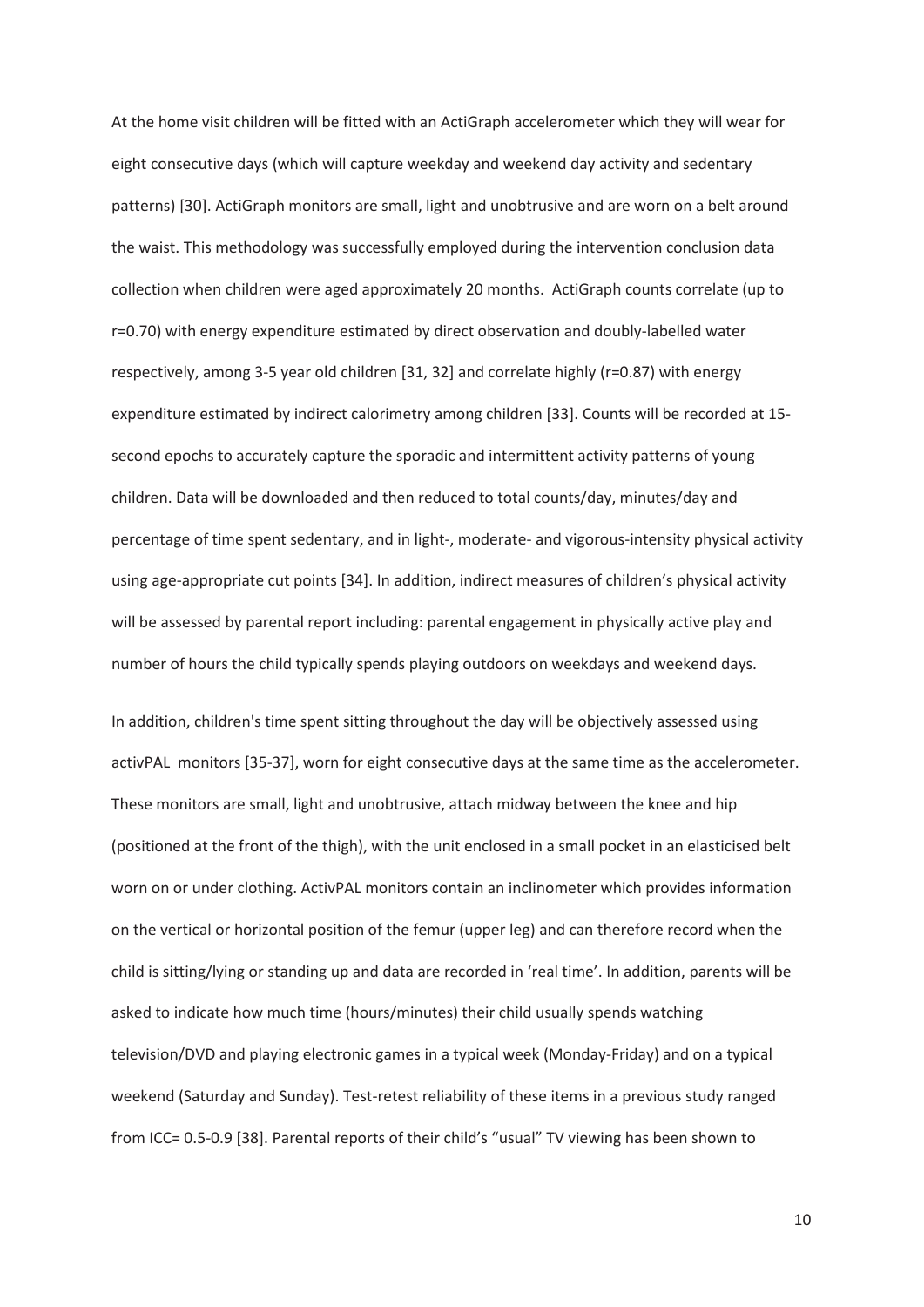At the home visit children will be fitted with an ActiGraph accelerometer which they will wear for eight consecutive days (which will capture weekday and weekend day activity and sedentary patterns) [30]. ActiGraph monitors are small, light and unobtrusive and are worn on a belt around the waist. This methodology was successfully employed during the intervention conclusion data collection when children were aged approximately 20 months. ActiGraph counts correlate (up to r=0.70) with energy expenditure estimated by direct observation and doubly-labelled water respectively, among 3-5 year old children [31, 32] and correlate highly (r=0.87) with energy expenditure estimated by indirect calorimetry among children [33]. Counts will be recorded at 15-second epochs to accurately capture the sporadic and intermittent activity patterns of young children. Data will be downloaded and then reduced to total counts/day, minutes/day and percentage of time spent sedentary, and in light-, moderate- and vigorous-intensity physical activity using age-appropriate cut points [34]. In addition, indirect measures of children's physical activity will be assessed by parental report including: parental engagement in physically active play and number of hours the child typically spends playing outdoors on weekdays and weekend days.

In addition, children's time spent sitting throughout the day will be objectively assessed using activPAL monitors [35-37], worn for eight consecutive days at the same time as the accelerometer. These monitors are small, light and unobtrusive, attach midway between the knee and hip (positioned at the front of the thigh), with the unit enclosed in a small pocket in an elasticised belt worn on or under clothing. ActivPAL monitors contain an inclinometer which provides information on the vertical or horizontal position of the femur (upper leg) and can therefore record when the child is sitting/lying or standing up and data are recorded in 'real time'. In addition, parents will be asked to indicate how much time (hours/minutes) their child usually spends watching television/DVD and playing electronic games in a typical week (Monday-Friday) and on a typical weekend (Saturday and Sunday). Test-retest reliability of these items in a previous study ranged from ICC= 0.5-0.9 [38]. Parental reports of their child's "usual" TV viewing has been shown to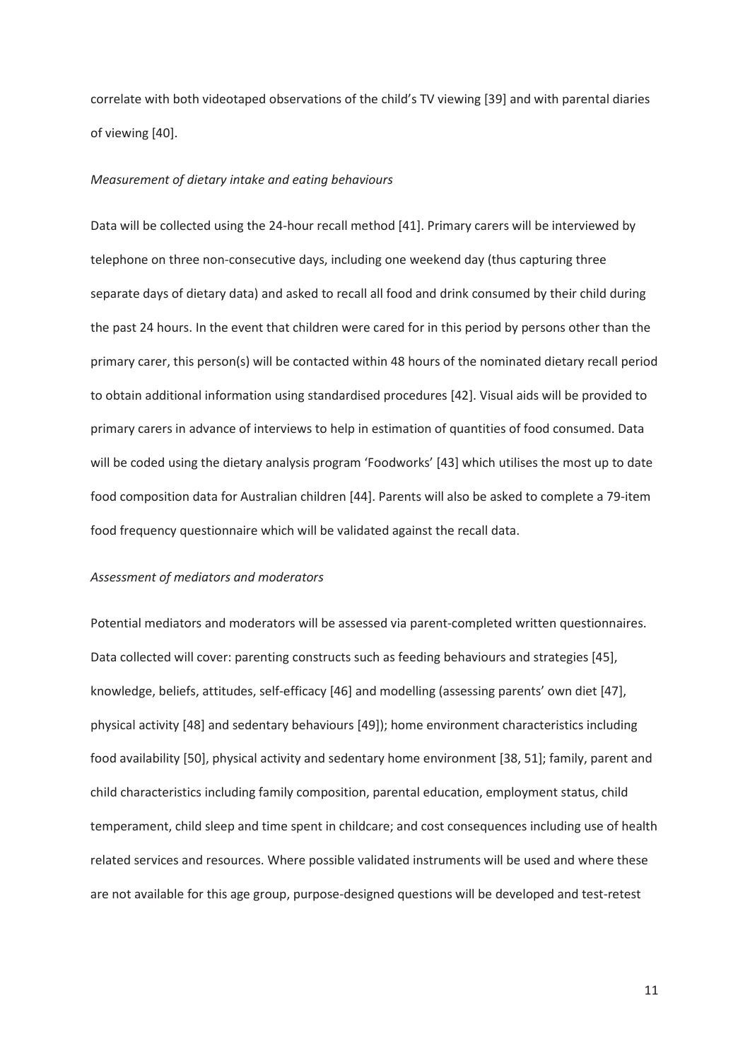correlate with both videotaped observations of the child's TV viewing [39] and with parental diaries of viewing [40].

*Measurement of dietary intake and eating behaviours*

Data will be collected using the 24-hour recall method [41]. Primary carers will be interviewed by telephone on three non-consecutive days, including one weekend day (thus capturing three separate days of dietary data) and asked to recall all food and drink consumed by their child during the past 24 hours. In the event that children were cared for in this period by persons other than the primary carer, this person(s) will be contacted within 48 hours of the nominated dietary recall period to obtain additional information using standardised procedures [42]. Visual aids will be provided to primary carers in advance of interviews to help in estimation of quantities of food consumed. Data will be coded using the dietary analysis program 'Foodworks' [43] which utilises the most up to date food composition data for Australian children [44]. Parents will also be asked to complete a 79-item food frequency questionnaire which will be validated against the recall data.

*Assessment of mediators and moderators*

Potential mediators and moderators will be assessed via parent-completed written questionnaires. Data collected will cover: parenting constructs such as feeding behaviours and strategies [45], knowledge, beliefs, attitudes, self-efficacy [46] and modelling (assessing parents' own diet [47], physical activity [48] and sedentary behaviours [49]); home environment characteristics including food availability [50], physical activity and sedentary home environment [38, 51]; family, parent and child characteristics including family composition, parental education, employment status, child temperament, child sleep and time spent in childcare; and cost consequences including use of health related services and resources. Where possible validated instruments will be used and where these are not available for this age group, purpose-designed questions will be developed and test-retest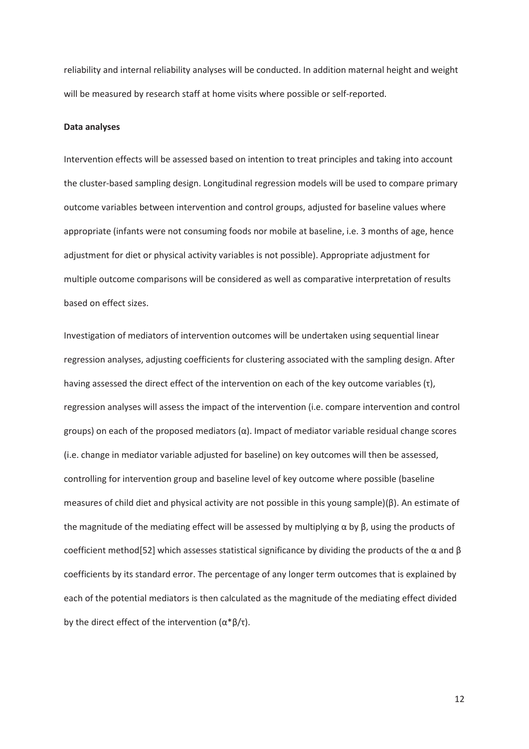reliability and internal reliability analyses will be conducted. In addition maternal height and weight will be measured by research staff at home visits where possible or self-reported.

**Data analyses**

Intervention effects will be assessed based on intention to treat principles and taking into account the cluster-based sampling design. Longitudinal regression models will be used to compare primary outcome variables between intervention and control groups, adjusted for baseline values where appropriate (infants were not consuming foods nor mobile at baseline, i.e. 3 months of age, hence adjustment for diet or physical activity variables is not possible). Appropriate adjustment for multiple outcome comparisons will be considered as well as comparative interpretation of results based on effect sizes.

Investigation of mediators of intervention outcomes will be undertaken using sequential linear regression analyses, adjusting coefficients for clustering associated with the sampling design. After having assessed the direct effect of the intervention on each of the key outcome variables ($\tau$), regression analyses will assess the impact of the intervention (i.e. compare intervention and control groups) on each of the proposed mediators ($\alpha$). Impact of mediator variable residual change scores (i.e. change in mediator variable adjusted for baseline) on key outcomes will then be assessed, controlling for intervention group and baseline level of key outcome where possible (baseline measures of child diet and physical activity are not possible in this young sample)($\beta$). An estimate of the magnitude of the mediating effect will be assessed by multiplying $\alpha$ by $\beta$, using the products of coefficient method[52] which assesses statistical significance by dividing the products of the $\alpha$ and $\beta$ coefficients by its standard error. The percentage of any longer term outcomes that is explained by each of the potential mediators is then calculated as the magnitude of the mediating effect divided by the direct effect of the intervention ($\alpha*\beta/\tau$).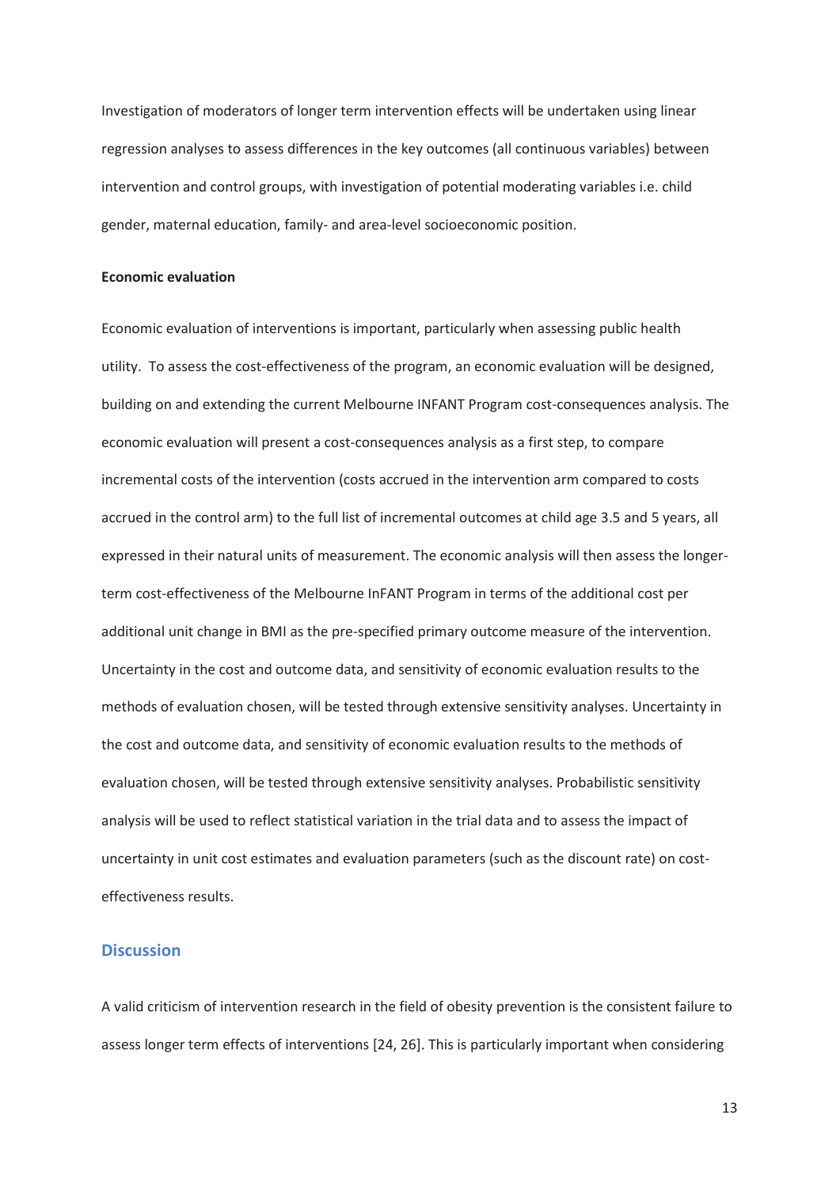Investigation of moderators of longer term intervention effects will be undertaken using linear regression analyses to assess differences in the key outcomes (all continuous variables) between intervention and control groups, with investigation of potential moderating variables i.e. child gender, maternal education, family- and area-level socioeconomic position.

**Economic evaluation**

Economic evaluation of interventions is important, particularly when assessing public health utility. To assess the cost-effectiveness of the program, an economic evaluation will be designed, building on and extending the current Melbourne INFANT Program cost-consequences analysis. The economic evaluation will present a cost-consequences analysis as a first step, to compare incremental costs of the intervention (costs accrued in the intervention arm compared to costs accrued in the control arm) to the full list of incremental outcomes at child age 3.5 and 5 years, all expressed in their natural units of measurement. The economic analysis will then assess the longer-term cost-effectiveness of the Melbourne InFANT Program in terms of the additional cost per additional unit change in BMI as the pre-specified primary outcome measure of the intervention. Uncertainty in the cost and outcome data, and sensitivity of economic evaluation results to the methods of evaluation chosen, will be tested through extensive sensitivity analyses. Uncertainty in the cost and outcome data, and sensitivity of economic evaluation results to the methods of evaluation chosen, will be tested through extensive sensitivity analyses. Probabilistic sensitivity analysis will be used to reflect statistical variation in the trial data and to assess the impact of uncertainty in unit cost estimates and evaluation parameters (such as the discount rate) on cost-effectiveness results.

## Discussion

A valid criticism of intervention research in the field of obesity prevention is the consistent failure to assess longer term effects of interventions [24, 26]. This is particularly important when considering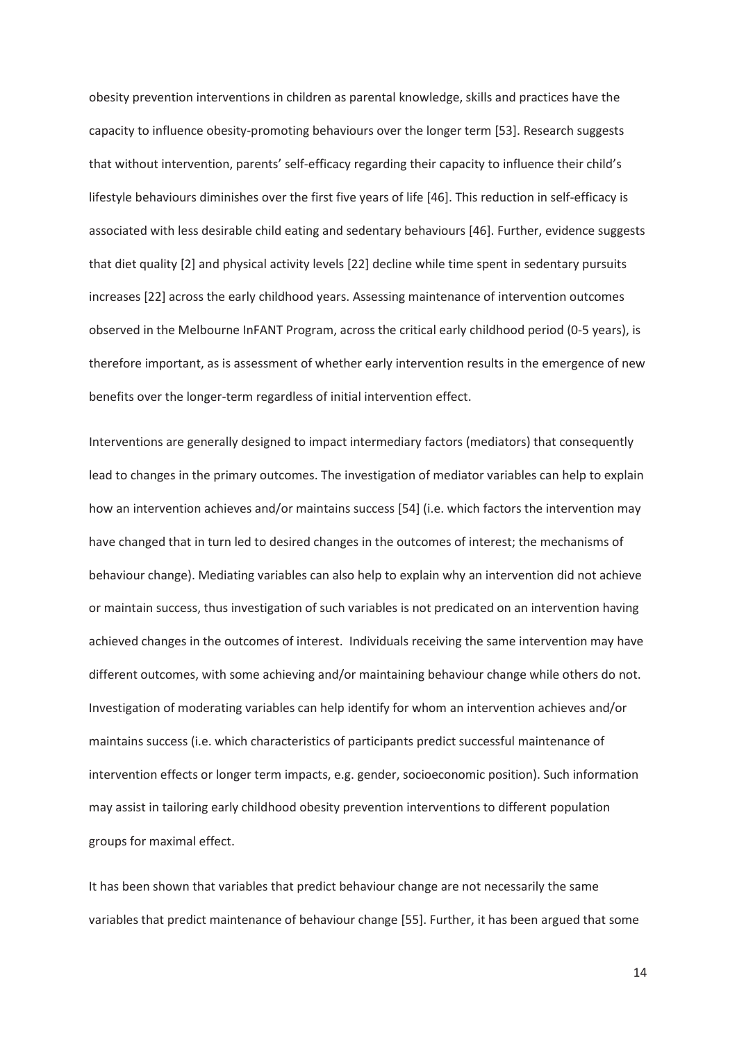obesity prevention interventions in children as parental knowledge, skills and practices have the capacity to influence obesity-promoting behaviours over the longer term [53]. Research suggests that without intervention, parents' self-efficacy regarding their capacity to influence their child's lifestyle behaviours diminishes over the first five years of life [46]. This reduction in self-efficacy is associated with less desirable child eating and sedentary behaviours [46]. Further, evidence suggests that diet quality [2] and physical activity levels [22] decline while time spent in sedentary pursuits increases [22] across the early childhood years. Assessing maintenance of intervention outcomes observed in the Melbourne InFANT Program, across the critical early childhood period (0-5 years), is therefore important, as is assessment of whether early intervention results in the emergence of new benefits over the longer-term regardless of initial intervention effect.

Interventions are generally designed to impact intermediary factors (mediators) that consequently lead to changes in the primary outcomes. The investigation of mediator variables can help to explain how an intervention achieves and/or maintains success [54] (i.e. which factors the intervention may have changed that in turn led to desired changes in the outcomes of interest; the mechanisms of behaviour change). Mediating variables can also help to explain why an intervention did not achieve or maintain success, thus investigation of such variables is not predicated on an intervention having achieved changes in the outcomes of interest. Individuals receiving the same intervention may have different outcomes, with some achieving and/or maintaining behaviour change while others do not. Investigation of moderating variables can help identify for whom an intervention achieves and/or maintains success (i.e. which characteristics of participants predict successful maintenance of intervention effects or longer term impacts, e.g. gender, socioeconomic position). Such information may assist in tailoring early childhood obesity prevention interventions to different population groups for maximal effect.

It has been shown that variables that predict behaviour change are not necessarily the same variables that predict maintenance of behaviour change [55]. Further, it has been argued that some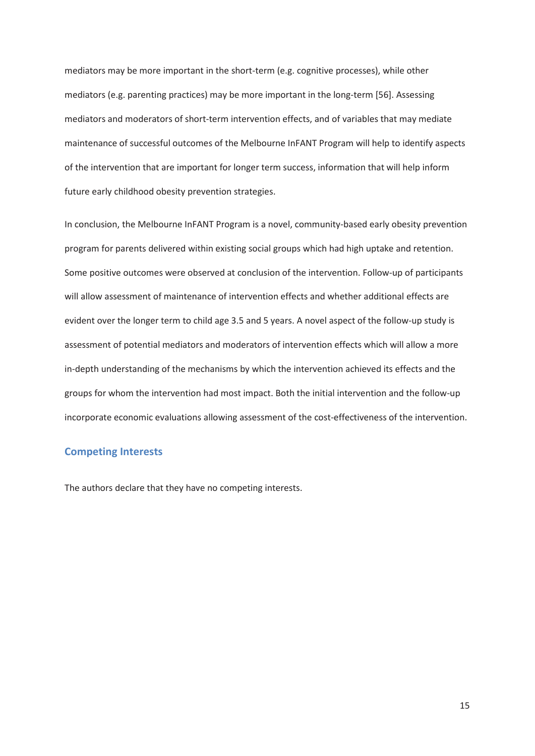mediators may be more important in the short-term (e.g. cognitive processes), while other mediators (e.g. parenting practices) may be more important in the long-term [56]. Assessing mediators and moderators of short-term intervention effects, and of variables that may mediate maintenance of successful outcomes of the Melbourne InFANT Program will help to identify aspects of the intervention that are important for longer term success, information that will help inform future early childhood obesity prevention strategies.

In conclusion, the Melbourne InFANT Program is a novel, community-based early obesity prevention program for parents delivered within existing social groups which had high uptake and retention. Some positive outcomes were observed at conclusion of the intervention. Follow-up of participants will allow assessment of maintenance of intervention effects and whether additional effects are evident over the longer term to child age 3.5 and 5 years. A novel aspect of the follow-up study is assessment of potential mediators and moderators of intervention effects which will allow a more in-depth understanding of the mechanisms by which the intervention achieved its effects and the groups for whom the intervention had most impact. Both the initial intervention and the follow-up incorporate economic evaluations allowing assessment of the cost-effectiveness of the intervention.

## Competing Interests

The authors declare that they have no competing interests.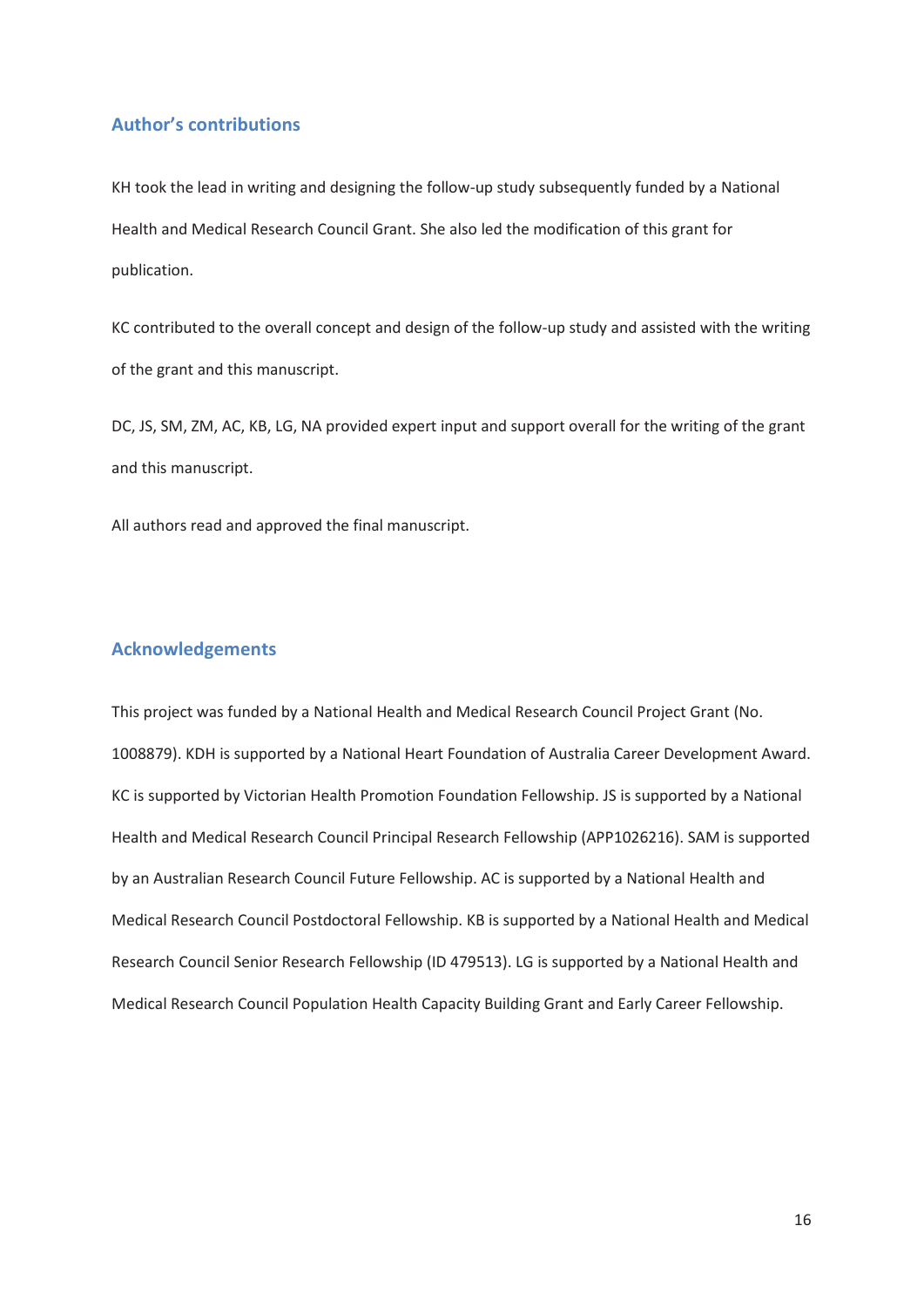## Author's contributions

KH took the lead in writing and designing the follow-up study subsequently funded by a National Health and Medical Research Council Grant. She also led the modification of this grant for publication.

KC contributed to the overall concept and design of the follow-up study and assisted with the writing of the grant and this manuscript.

DC, JS, SM, ZM, AC, KB, LG, NA provided expert input and support overall for the writing of the grant and this manuscript.

All authors read and approved the final manuscript.

## Acknowledgements

This project was funded by a National Health and Medical Research Council Project Grant (No. 1008879). KDH is supported by a National Heart Foundation of Australia Career Development Award. KC is supported by Victorian Health Promotion Foundation Fellowship. JS is supported by a National Health and Medical Research Council Principal Research Fellowship (APP1026216). SAM is supported by an Australian Research Council Future Fellowship. AC is supported by a National Health and Medical Research Council Postdoctoral Fellowship. KB is supported by a National Health and Medical Research Council Senior Research Fellowship (ID 479513). LG is supported by a National Health and Medical Research Council Population Health Capacity Building Grant and Early Career Fellowship.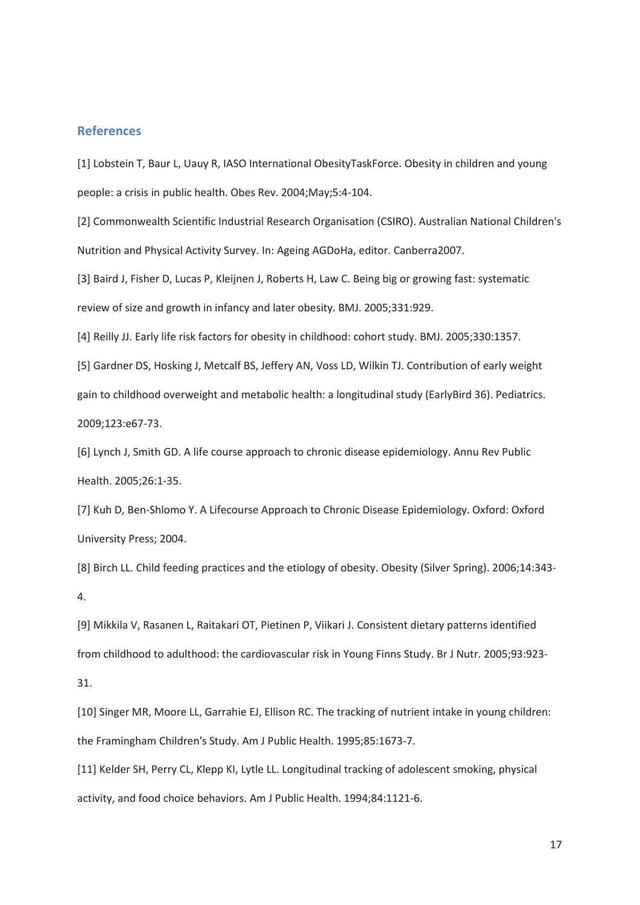## References

[1] Lobstein T, Baur L, Uauy R, IASO International ObesityTaskForce. Obesity in children and young people: a crisis in public health. Obes Rev. 2004;May;5:4-104.

[2] Commonwealth Scientific Industrial Research Organisation (CSIRO). Australian National Children's Nutrition and Physical Activity Survey. In: Ageing AGDoHa, editor. Canberra2007.

[3] Baird J, Fisher D, Lucas P, Kleijnen J, Roberts H, Law C. Being big or growing fast: systematic review of size and growth in infancy and later obesity. BMJ. 2005;331:929.

[4] Reilly JJ. Early life risk factors for obesity in childhood: cohort study. BMJ. 2005;330:1357.

[5] Gardner DS, Hosking J, Metcalf BS, Jeffery AN, Voss LD, Wilkin TJ. Contribution of early weight gain to childhood overweight and metabolic health: a longitudinal study (EarlyBird 36). Pediatrics. 2009;123:e67-73.

[6] Lynch J, Smith GD. A life course approach to chronic disease epidemiology. Annu Rev Public Health. 2005;26:1-35.

[7] Kuh D, Ben-Shlomo Y. A Lifecourse Approach to Chronic Disease Epidemiology. Oxford: Oxford University Press; 2004.

[8] Birch LL. Child feeding practices and the etiology of obesity. Obesity (Silver Spring). 2006;14:343-4.

[9] Mikkila V, Rasanen L, Raitakari OT, Pietinen P, Viikari J. Consistent dietary patterns identified from childhood to adulthood: the cardiovascular risk in Young Finns Study. Br J Nutr. 2005;93:923-31.

[10] Singer MR, Moore LL, Garrahie EJ, Ellison RC. The tracking of nutrient intake in young children: the Framingham Children's Study. Am J Public Health. 1995;85:1673-7.

[11] Kelder SH, Perry CL, Klepp KI, Lytle LL. Longitudinal tracking of adolescent smoking, physical activity, and food choice behaviors. Am J Public Health. 1994;84:1121-6.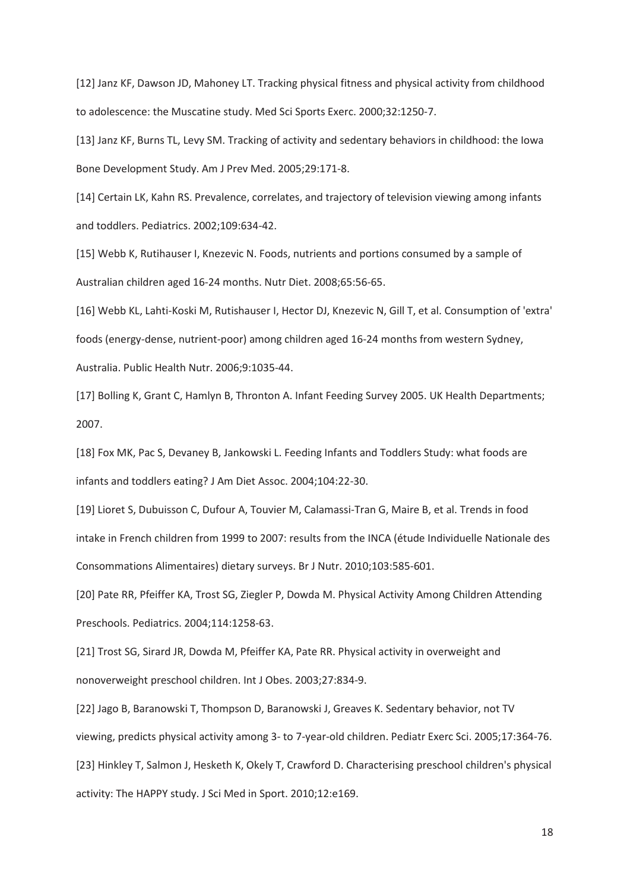[12] Janz KF, Dawson JD, Mahoney LT. Tracking physical fitness and physical activity from childhood to adolescence: the Muscatine study. Med Sci Sports Exerc. 2000;32:1250-7.

[13] Janz KF, Burns TL, Levy SM. Tracking of activity and sedentary behaviors in childhood: the Iowa Bone Development Study. Am J Prev Med. 2005;29:171-8.

[14] Certain LK, Kahn RS. Prevalence, correlates, and trajectory of television viewing among infants and toddlers. Pediatrics. 2002;109:634-42.

[15] Webb K, Rutihauser I, Knezevic N. Foods, nutrients and portions consumed by a sample of Australian children aged 16-24 months. Nutr Diet. 2008;65:56-65.

[16] Webb KL, Lahti-Koski M, Rutishauser I, Hector DJ, Knezevic N, Gill T, et al. Consumption of 'extra' foods (energy-dense, nutrient-poor) among children aged 16-24 months from western Sydney, Australia. Public Health Nutr. 2006;9:1035-44.

[17] Bolling K, Grant C, Hamlyn B, Thronton A. Infant Feeding Survey 2005. UK Health Departments; 2007.

[18] Fox MK, Pac S, Devaney B, Jankowski L. Feeding Infants and Toddlers Study: what foods are infants and toddlers eating? J Am Diet Assoc. 2004;104:22-30.

[19] Lioret S, Dubuisson C, Dufour A, Touvier M, Calamassi-Tran G, Maire B, et al. Trends in food intake in French children from 1999 to 2007: results from the INCA (étude Individuelle Nationale des Consommations Alimentaires) dietary surveys. Br J Nutr. 2010;103:585-601.

[20] Pate RR, Pfeiffer KA, Trost SG, Ziegler P, Dowda M. Physical Activity Among Children Attending Preschools. Pediatrics. 2004;114:1258-63.

[21] Trost SG, Sirard JR, Dowda M, Pfeiffer KA, Pate RR. Physical activity in overweight and nonoverweight preschool children. Int J Obes. 2003;27:834-9.

[22] Jago B, Baranowski T, Thompson D, Baranowski J, Greaves K. Sedentary behavior, not TV viewing, predicts physical activity among 3- to 7-year-old children. Pediatr Exerc Sci. 2005;17:364-76.

[23] Hinkley T, Salmon J, Hesketh K, Okely T, Crawford D. Characterising preschool children's physical activity: The HAPPY study. J Sci Med in Sport. 2010;12:e169.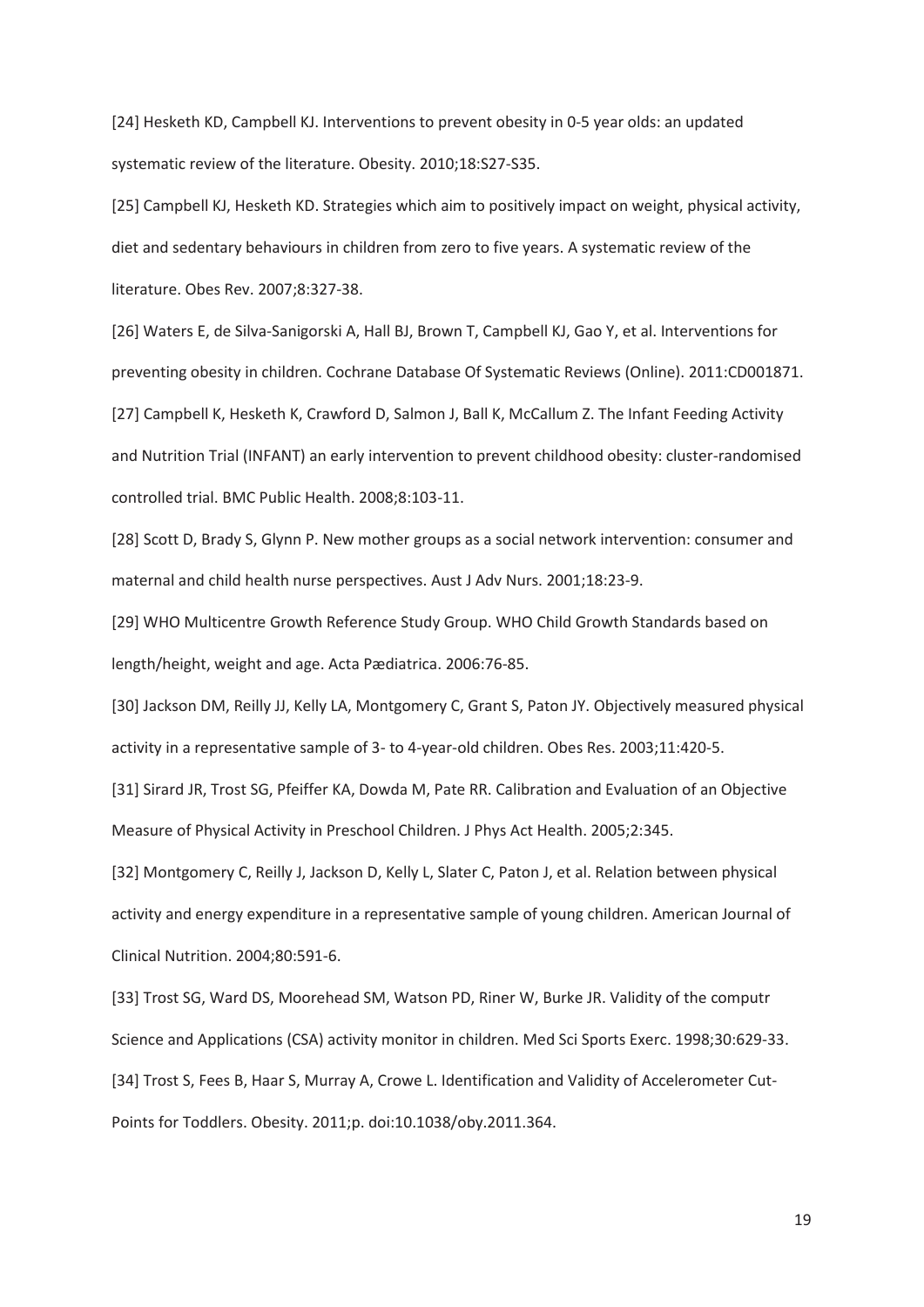[24] Hesketh KD, Campbell KJ. Interventions to prevent obesity in 0-5 year olds: an updated systematic review of the literature. Obesity. 2010;18:S27-S35.

[25] Campbell KJ, Hesketh KD. Strategies which aim to positively impact on weight, physical activity, diet and sedentary behaviours in children from zero to five years. A systematic review of the literature. Obes Rev. 2007;8:327-38.

[26] Waters E, de Silva-Sanigorski A, Hall BJ, Brown T, Campbell KJ, Gao Y, et al. Interventions for preventing obesity in children. Cochrane Database Of Systematic Reviews (Online). 2011:CD001871.

[27] Campbell K, Hesketh K, Crawford D, Salmon J, Ball K, McCallum Z. The Infant Feeding Activity and Nutrition Trial (INFANT) an early intervention to prevent childhood obesity: cluster-randomised controlled trial. BMC Public Health. 2008;8:103-11.

[28] Scott D, Brady S, Glynn P. New mother groups as a social network intervention: consumer and maternal and child health nurse perspectives. Aust J Adv Nurs. 2001;18:23-9.

[29] WHO Multicentre Growth Reference Study Group. WHO Child Growth Standards based on length/height, weight and age. Acta Pædiatrica. 2006:76-85.

[30] Jackson DM, Reilly JJ, Kelly LA, Montgomery C, Grant S, Paton JY. Objectively measured physical activity in a representative sample of 3- to 4-year-old children. Obes Res. 2003;11:420-5.

[31] Sirard JR, Trost SG, Pfeiffer KA, Dowda M, Pate RR. Calibration and Evaluation of an Objective Measure of Physical Activity in Preschool Children. J Phys Act Health. 2005;2:345.

[32] Montgomery C, Reilly J, Jackson D, Kelly L, Slater C, Paton J, et al. Relation between physical activity and energy expenditure in a representative sample of young children. American Journal of Clinical Nutrition. 2004;80:591-6.

[33] Trost SG, Ward DS, Moorehead SM, Watson PD, Riner W, Burke JR. Validity of the computr Science and Applications (CSA) activity monitor in children. Med Sci Sports Exerc. 1998;30:629-33.

[34] Trost S, Fees B, Haar S, Murray A, Crowe L. Identification and Validity of Accelerometer Cut-Points for Toddlers. Obesity. 2011;p. doi:10.1038/oby.2011.364.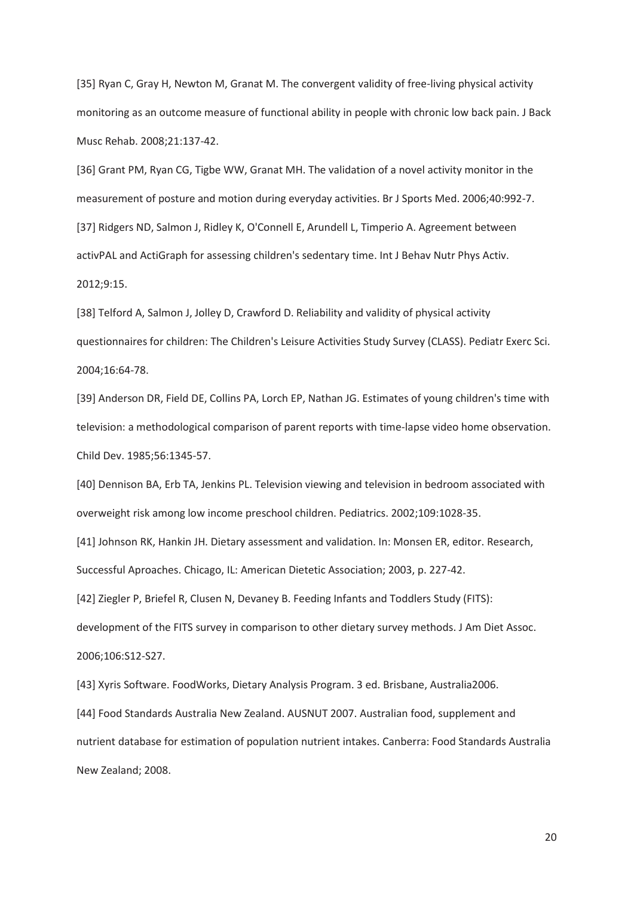[35] Ryan C, Gray H, Newton M, Granat M. The convergent validity of free-living physical activity monitoring as an outcome measure of functional ability in people with chronic low back pain. J Back Musc Rehab. 2008;21:137-42.

[36] Grant PM, Ryan CG, Tigbe WW, Granat MH. The validation of a novel activity monitor in the measurement of posture and motion during everyday activities. Br J Sports Med. 2006;40:992-7.

[37] Ridgers ND, Salmon J, Ridley K, O'Connell E, Arundell L, Timperio A. Agreement between activPAL and ActiGraph for assessing children's sedentary time. Int J Behav Nutr Phys Activ. 2012;9:15.

[38] Telford A, Salmon J, Jolley D, Crawford D. Reliability and validity of physical activity questionnaires for children: The Children's Leisure Activities Study Survey (CLASS). Pediatr Exerc Sci. 2004;16:64-78.

[39] Anderson DR, Field DE, Collins PA, Lorch EP, Nathan JG. Estimates of young children's time with television: a methodological comparison of parent reports with time-lapse video home observation. Child Dev. 1985;56:1345-57.

[40] Dennison BA, Erb TA, Jenkins PL. Television viewing and television in bedroom associated with overweight risk among low income preschool children. Pediatrics. 2002;109:1028-35.

[41] Johnson RK, Hankin JH. Dietary assessment and validation. In: Monsen ER, editor. Research, Successful Aproaches. Chicago, IL: American Dietetic Association; 2003, p. 227-42.

[42] Ziegler P, Briefel R, Clusen N, Devaney B. Feeding Infants and Toddlers Study (FITS): development of the FITS survey in comparison to other dietary survey methods. J Am Diet Assoc. 2006;106:S12-S27.

[43] Xyris Software. FoodWorks, Dietary Analysis Program. 3 ed. Brisbane, Australia2006.

[44] Food Standards Australia New Zealand. AUSNUT 2007. Australian food, supplement and nutrient database for estimation of population nutrient intakes. Canberra: Food Standards Australia New Zealand; 2008.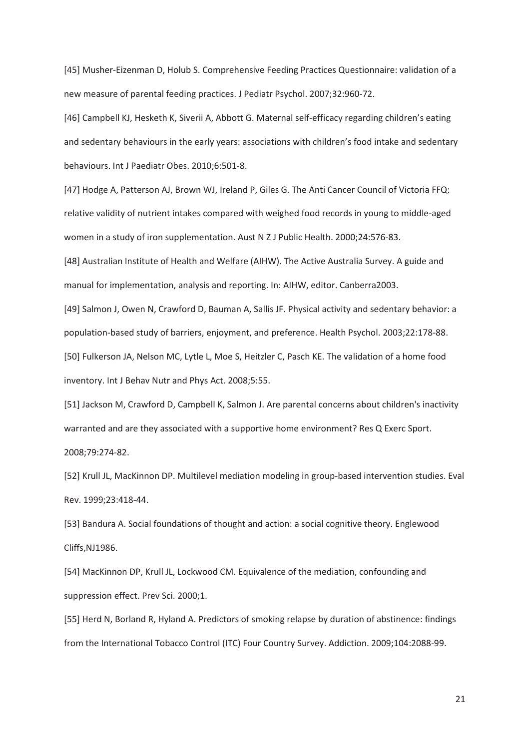[45] Musher-Eizenman D, Holub S. Comprehensive Feeding Practices Questionnaire: validation of a new measure of parental feeding practices. J Pediatr Psychol. 2007;32:960-72.

[46] Campbell KJ, Hesketh K, Siverii A, Abbott G. Maternal self-efficacy regarding children's eating and sedentary behaviours in the early years: associations with children's food intake and sedentary behaviours. Int J Paediatr Obes. 2010;6:501-8.

[47] Hodge A, Patterson AJ, Brown WJ, Ireland P, Giles G. The Anti Cancer Council of Victoria FFQ: relative validity of nutrient intakes compared with weighed food records in young to middle-aged women in a study of iron supplementation. Aust N Z J Public Health. 2000;24:576-83.

[48] Australian Institute of Health and Welfare (AIHW). The Active Australia Survey. A guide and manual for implementation, analysis and reporting. In: AIHW, editor. Canberra2003.

[49] Salmon J, Owen N, Crawford D, Bauman A, Sallis JF. Physical activity and sedentary behavior: a population-based study of barriers, enjoyment, and preference. Health Psychol. 2003;22:178-88.

[50] Fulkerson JA, Nelson MC, Lytle L, Moe S, Heitzler C, Pasch KE. The validation of a home food inventory. Int J Behav Nutr and Phys Act. 2008;5:55.

[51] Jackson M, Crawford D, Campbell K, Salmon J. Are parental concerns about children's inactivity warranted and are they associated with a supportive home environment? Res Q Exerc Sport. 2008;79:274-82.

[52] Krull JL, MacKinnon DP. Multilevel mediation modeling in group-based intervention studies. Eval Rev. 1999;23:418-44.

[53] Bandura A. Social foundations of thought and action: a social cognitive theory. Englewood Cliffs,NJ1986.

[54] MacKinnon DP, Krull JL, Lockwood CM. Equivalence of the mediation, confounding and suppression effect. Prev Sci. 2000;1.

[55] Herd N, Borland R, Hyland A. Predictors of smoking relapse by duration of abstinence: findings from the International Tobacco Control (ITC) Four Country Survey. Addiction. 2009;104:2088-99.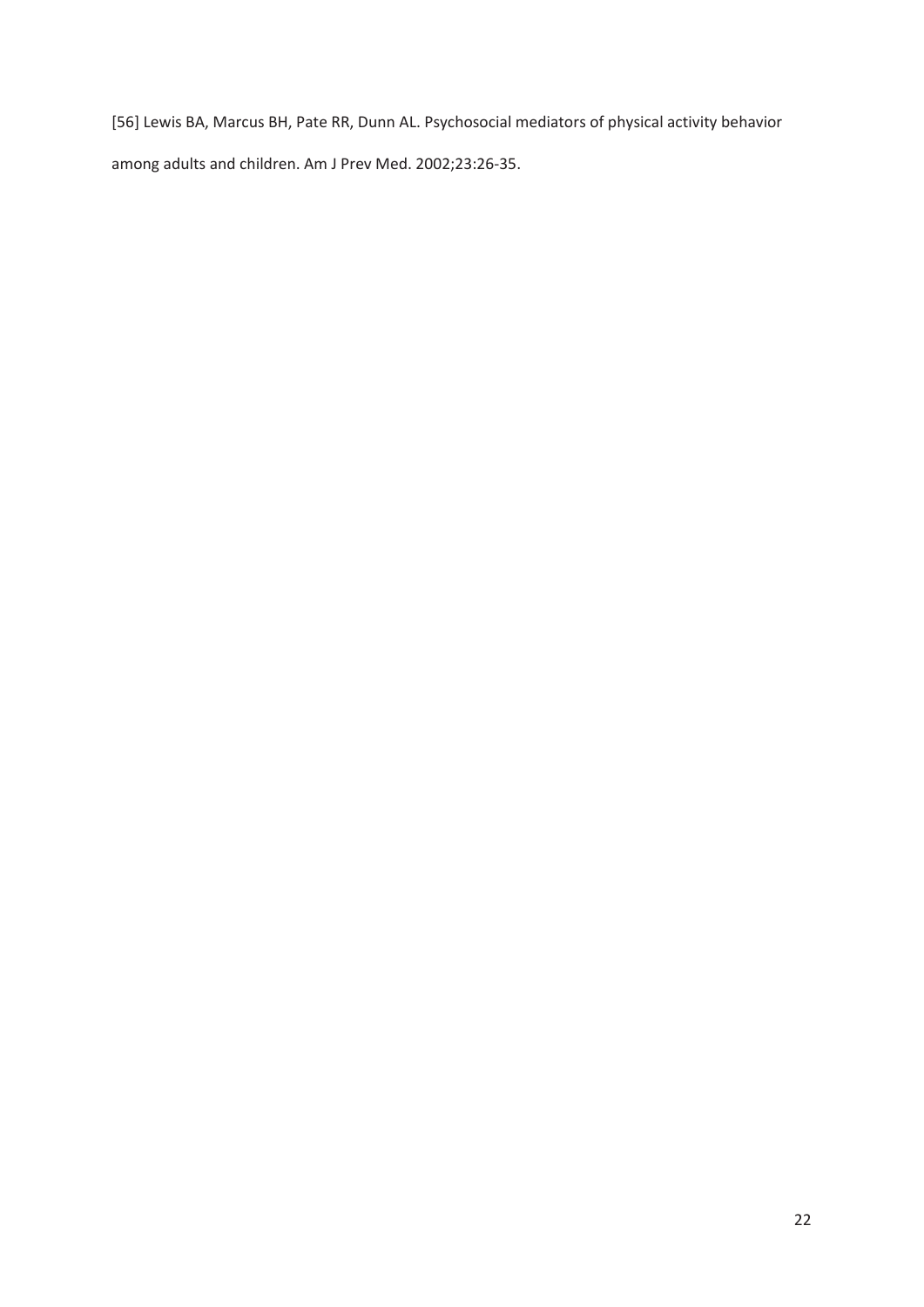[56] Lewis BA, Marcus BH, Pate RR, Dunn AL. Psychosocial mediators of physical activity behavior among adults and children. Am J Prev Med. 2002;23:26-35.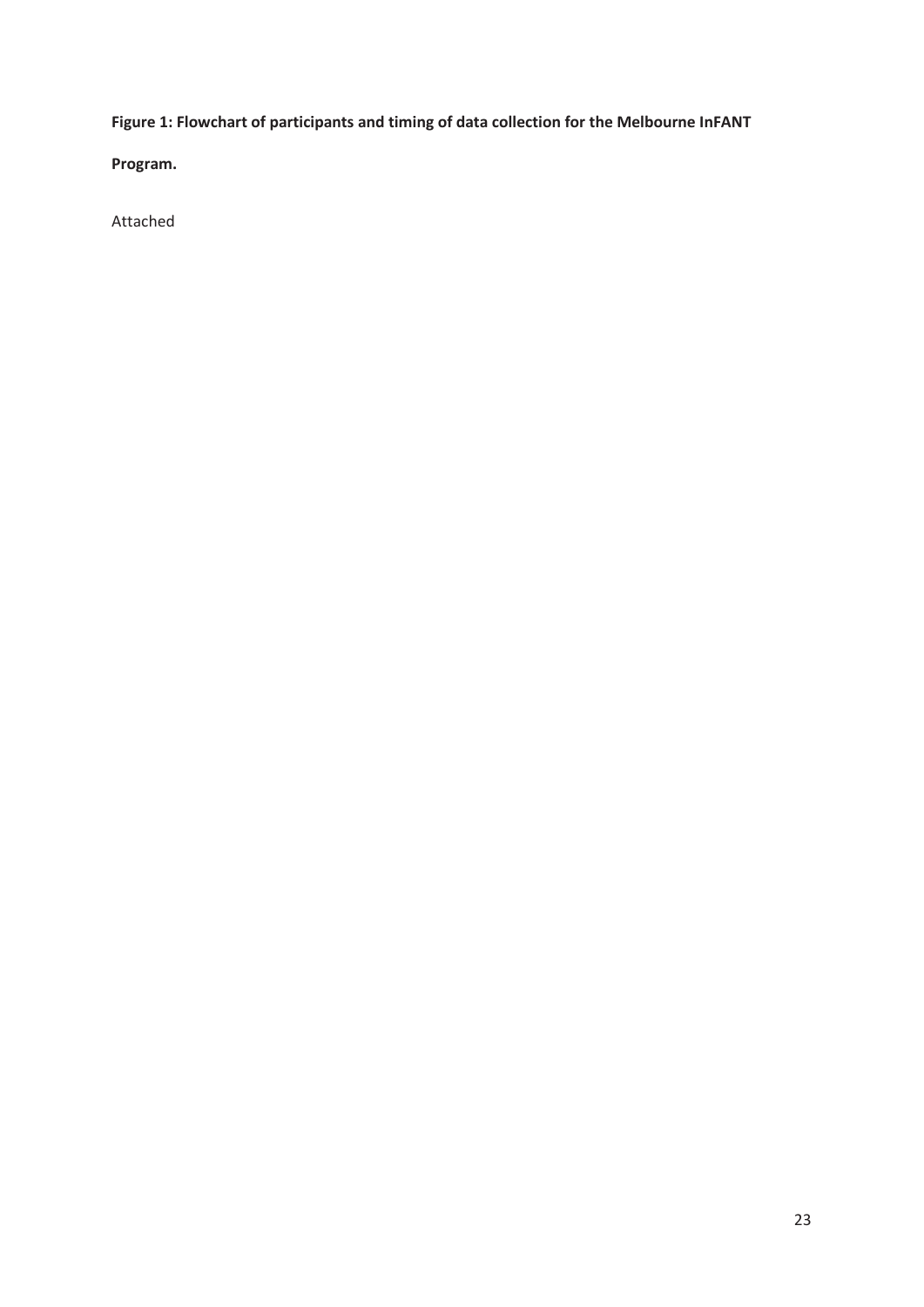**Figure 1: Flowchart of participants and timing of data collection for the Melbourne InFANT Program.**

Attached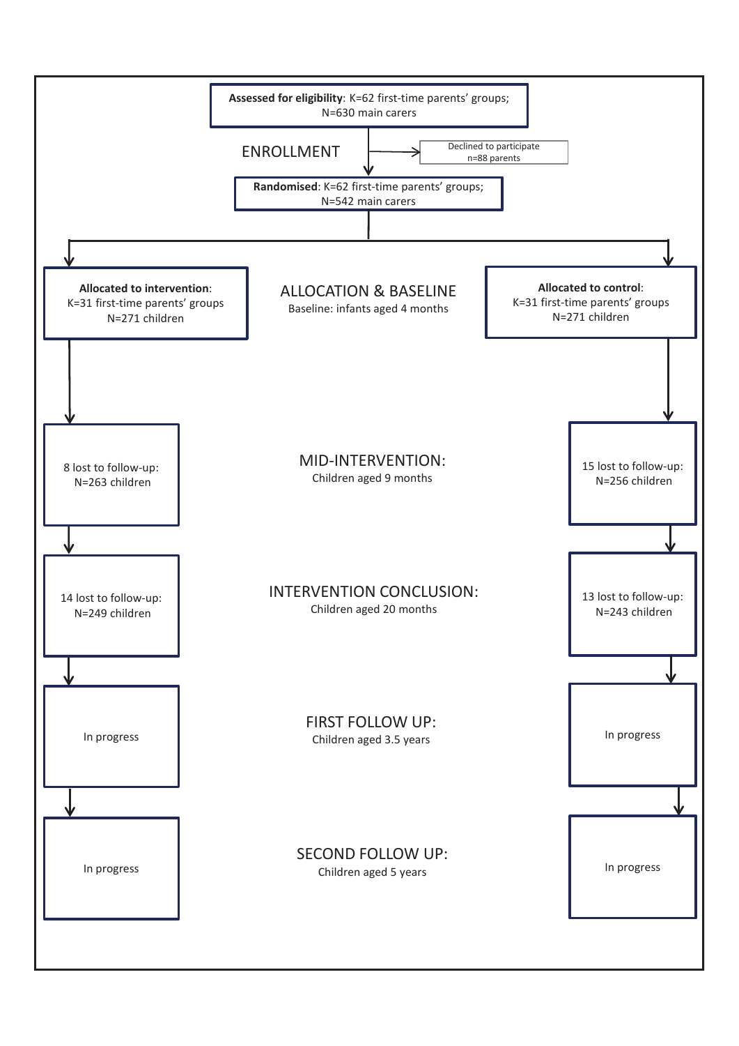**Assessed for eligibility**: K=62 first-time parents' groups; N=630 main carers

ENROLLMENT

Declined to participate n=88 parents

**Randomised**: K=62 first-time parents' groups; N=542 main carers

ALLOCATION & BASELINE
Baseline: infants aged 4 months

**Allocated to intervention**: K=31 first-time parents' groups N=271 children

**Allocated to control**: K=31 first-time parents' groups N=271 children

MID-INTERVENTION:
Children aged 9 months

8 lost to follow-up: N=263 children

15 lost to follow-up: N=256 children

INTERVENTION CONCLUSION:
Children aged 20 months

14 lost to follow-up: N=249 children

13 lost to follow-up: N=243 children

FIRST FOLLOW UP:
Children aged 3.5 years

In progress

In progress

SECOND FOLLOW UP:
Children aged 5 years

In progress

In progress